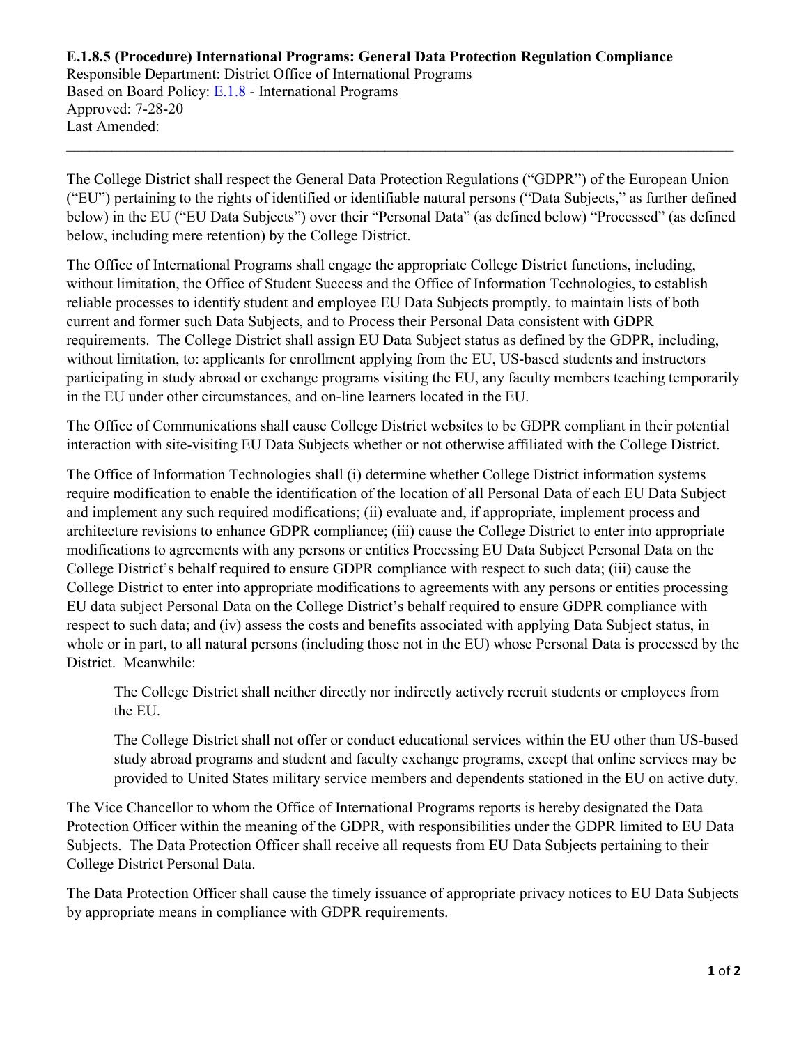**E.1.8.5 (Procedure) International Programs: General Data Protection Regulation Compliance**
Responsible Department: District Office of International Programs
Based on Board Policy: E.1.8 - International Programs
Approved: 7-28-20
Last Amended:

---

The College District shall respect the General Data Protection Regulations ("GDPR") of the European Union ("EU") pertaining to the rights of identified or identifiable natural persons ("Data Subjects," as further defined below) in the EU ("EU Data Subjects") over their "Personal Data" (as defined below) "Processed" (as defined below, including mere retention) by the College District.

The Office of International Programs shall engage the appropriate College District functions, including, without limitation, the Office of Student Success and the Office of Information Technologies, to establish reliable processes to identify student and employee EU Data Subjects promptly, to maintain lists of both current and former such Data Subjects, and to Process their Personal Data consistent with GDPR requirements. The College District shall assign EU Data Subject status as defined by the GDPR, including, without limitation, to: applicants for enrollment applying from the EU, US-based students and instructors participating in study abroad or exchange programs visiting the EU, any faculty members teaching temporarily in the EU under other circumstances, and on-line learners located in the EU.

The Office of Communications shall cause College District websites to be GDPR compliant in their potential interaction with site-visiting EU Data Subjects whether or not otherwise affiliated with the College District.

The Office of Information Technologies shall (i) determine whether College District information systems require modification to enable the identification of the location of all Personal Data of each EU Data Subject and implement any such required modifications; (ii) evaluate and, if appropriate, implement process and architecture revisions to enhance GDPR compliance; (iii) cause the College District to enter into appropriate modifications to agreements with any persons or entities Processing EU Data Subject Personal Data on the College District's behalf required to ensure GDPR compliance with respect to such data; (iii) cause the College District to enter into appropriate modifications to agreements with any persons or entities processing EU data subject Personal Data on the College District's behalf required to ensure GDPR compliance with respect to such data; and (iv) assess the costs and benefits associated with applying Data Subject status, in whole or in part, to all natural persons (including those not in the EU) whose Personal Data is processed by the District. Meanwhile:

> The College District shall neither directly nor indirectly actively recruit students or employees from the EU.
>
> The College District shall not offer or conduct educational services within the EU other than US-based study abroad programs and student and faculty exchange programs, except that online services may be provided to United States military service members and dependents stationed in the EU on active duty.

The Vice Chancellor to whom the Office of International Programs reports is hereby designated the Data Protection Officer within the meaning of the GDPR, with responsibilities under the GDPR limited to EU Data Subjects. The Data Protection Officer shall receive all requests from EU Data Subjects pertaining to their College District Personal Data.

The Data Protection Officer shall cause the timely issuance of appropriate privacy notices to EU Data Subjects by appropriate means in compliance with GDPR requirements.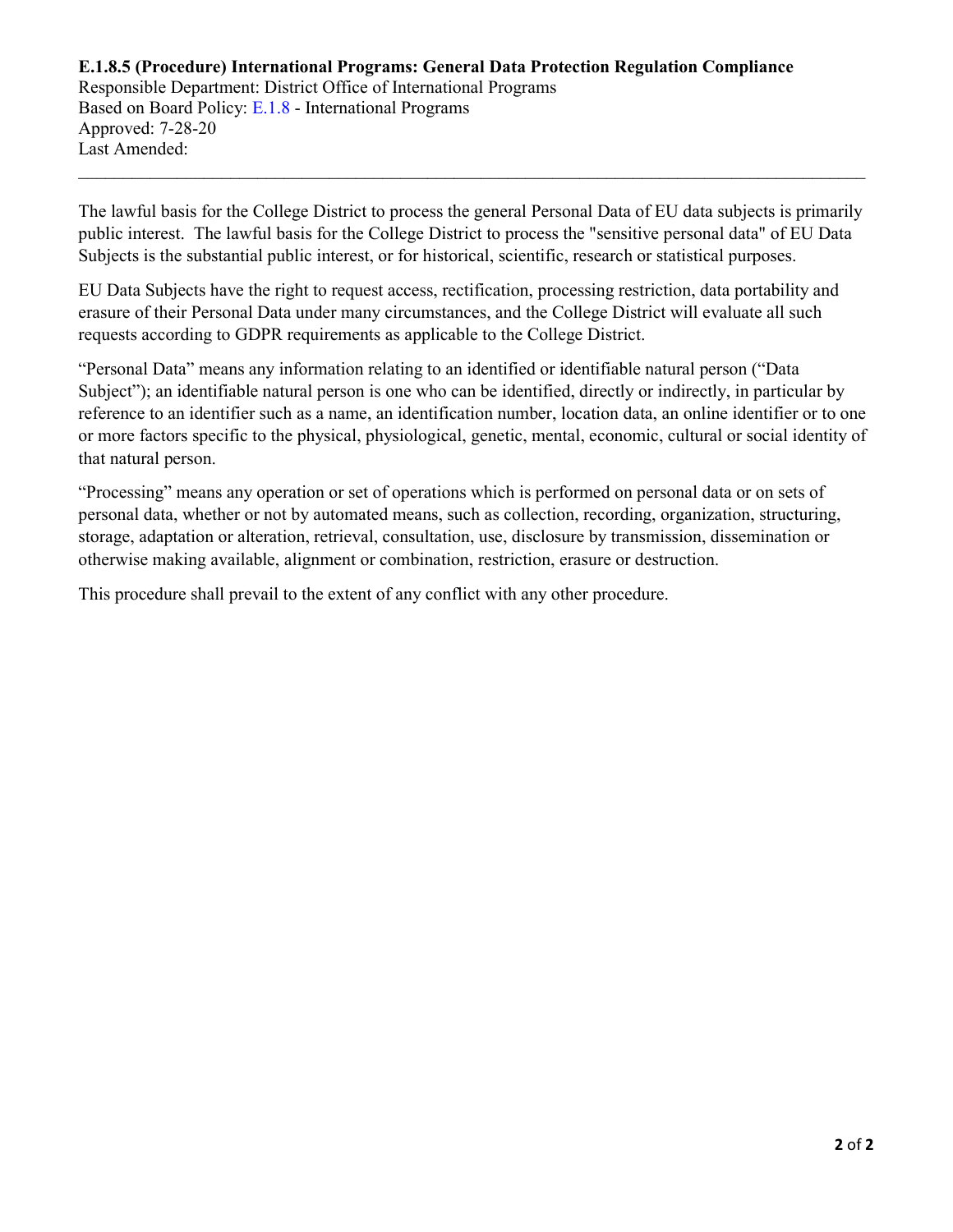**E.1.8.5 (Procedure) International Programs: General Data Protection Regulation Compliance**
Responsible Department: District Office of International Programs
Based on Board Policy: E.1.8 - International Programs
Approved: 7-28-20
Last Amended:

---

The lawful basis for the College District to process the general Personal Data of EU data subjects is primarily public interest. The lawful basis for the College District to process the "sensitive personal data" of EU Data Subjects is the substantial public interest, or for historical, scientific, research or statistical purposes.

EU Data Subjects have the right to request access, rectification, processing restriction, data portability and erasure of their Personal Data under many circumstances, and the College District will evaluate all such requests according to GDPR requirements as applicable to the College District.

"Personal Data" means any information relating to an identified or identifiable natural person ("Data Subject"); an identifiable natural person is one who can be identified, directly or indirectly, in particular by reference to an identifier such as a name, an identification number, location data, an online identifier or to one or more factors specific to the physical, physiological, genetic, mental, economic, cultural or social identity of that natural person.

"Processing" means any operation or set of operations which is performed on personal data or on sets of personal data, whether or not by automated means, such as collection, recording, organization, structuring, storage, adaptation or alteration, retrieval, consultation, use, disclosure by transmission, dissemination or otherwise making available, alignment or combination, restriction, erasure or destruction.

This procedure shall prevail to the extent of any conflict with any other procedure.